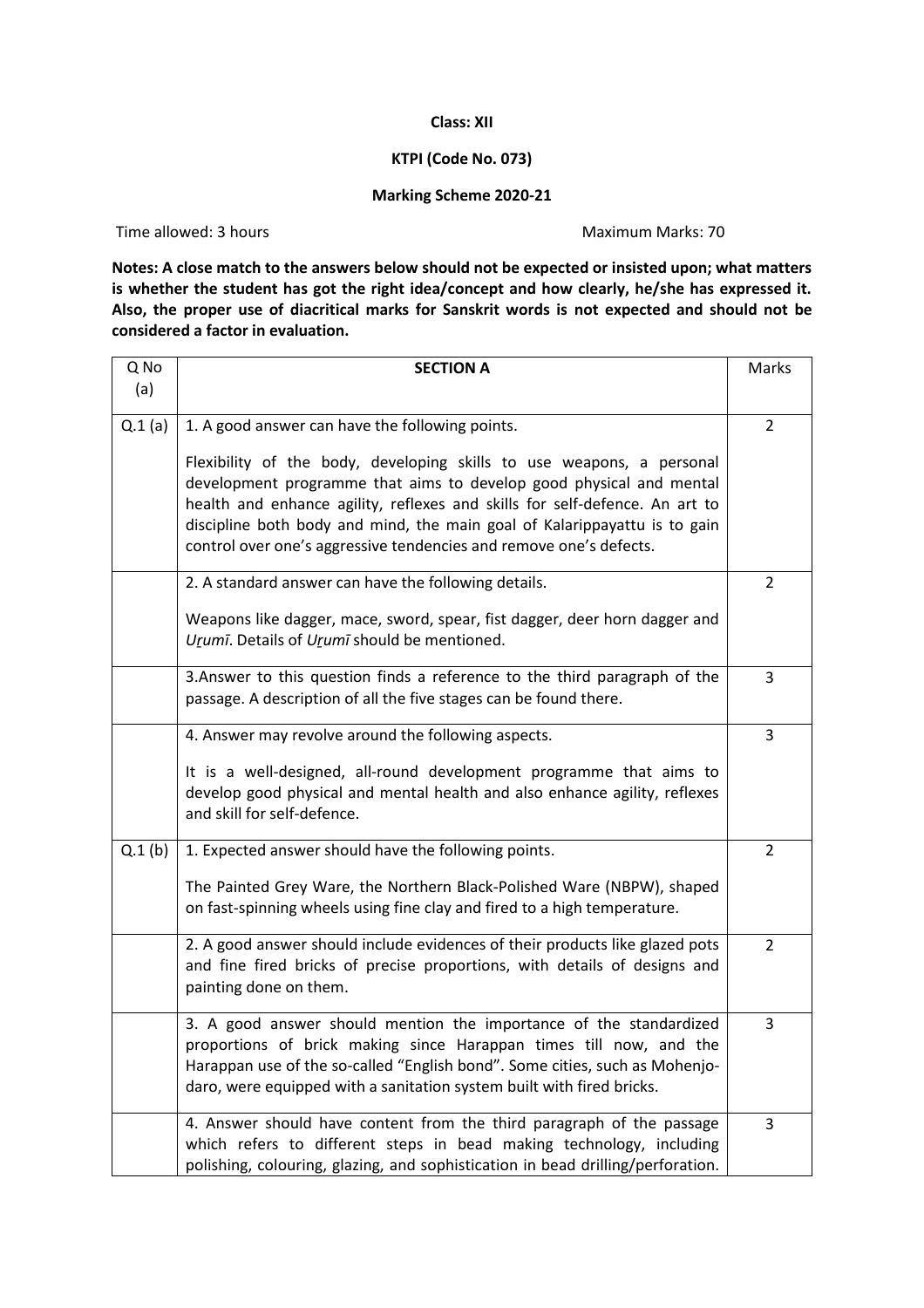**Class: XII**

**KTPI (Code No. 073)**

**Marking Scheme 2020-21**

Time allowed: 3 hours | Maximum Marks: 70

**Notes: A close match to the answers below should not be expected or insisted upon; what matters is whether the student has got the right idea/concept and how clearly, he/she has expressed it. Also, the proper use of diacritical marks for Sanskrit words is not expected and should not be considered a factor in evaluation.**

| Q No (a) | SECTION A | Marks |
|---|---|---|
| Q.1 (a) | 1. A good answer can have the following points.<br><br>Flexibility of the body, developing skills to use weapons, a personal development programme that aims to develop good physical and mental health and enhance agility, reflexes and skills for self-defence. An art to discipline both body and mind, the main goal of Kalarippayattu is to gain control over one's aggressive tendencies and remove one's defects. | 2 |
| | 2. A standard answer can have the following details.<br><br>Weapons like dagger, mace, sword, spear, fist dagger, deer horn dagger and *Uṟumī*. Details of *Uṟumī* should be mentioned. | 2 |
| | 3.Answer to this question finds a reference to the third paragraph of the passage. A description of all the five stages can be found there. | 3 |
| | 4. Answer may revolve around the following aspects.<br><br>It is a well-designed, all-round development programme that aims to develop good physical and mental health and also enhance agility, reflexes and skill for self-defence. | 3 |
| Q.1 (b) | 1. Expected answer should have the following points.<br><br>The Painted Grey Ware, the Northern Black-Polished Ware (NBPW), shaped on fast-spinning wheels using fine clay and fired to a high temperature. | 2 |
| | 2. A good answer should include evidences of their products like glazed pots and fine fired bricks of precise proportions, with details of designs and painting done on them. | 2 |
| | 3. A good answer should mention the importance of the standardized proportions of brick making since Harappan times till now, and the Harappan use of the so-called "English bond". Some cities, such as Mohenjo-daro, were equipped with a sanitation system built with fired bricks. | 3 |
| | 4. Answer should have content from the third paragraph of the passage which refers to different steps in bead making technology, including polishing, colouring, glazing, and sophistication in bead drilling/perforation. | 3 |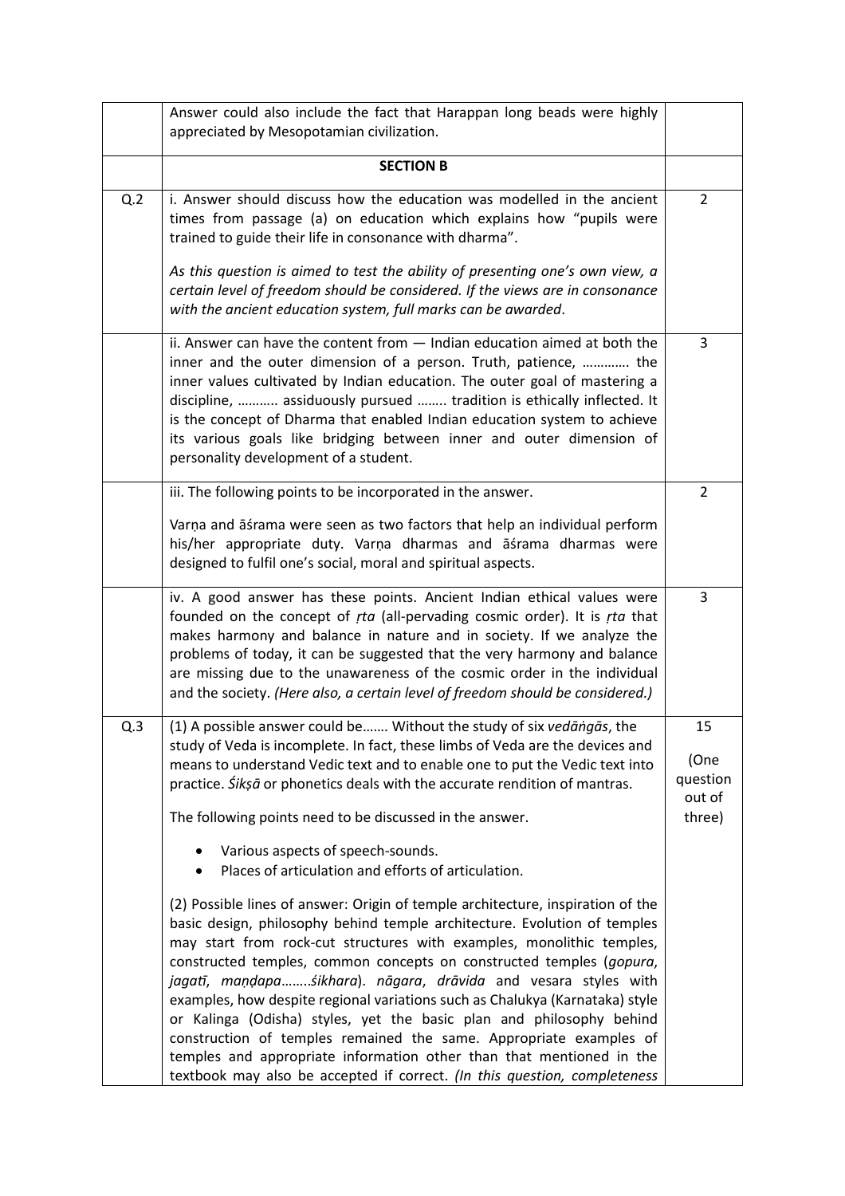| | | |
|---|---|---|
| | Answer could also include the fact that Harappan long beads were highly appreciated by Mesopotamian civilization. | |
| | **SECTION B** | |
| Q.2 | i. Answer should discuss how the education was modelled in the ancient times from passage (a) on education which explains how "pupils were trained to guide their life in consonance with dharma".<br><br>*As this question is aimed to test the ability of presenting one's own view, a certain level of freedom should be considered. If the views are in consonance with the ancient education system, full marks can be awarded*. | 2 |
| | ii. Answer can have the content from — Indian education aimed at both the inner and the outer dimension of a person. Truth, patience, …………. the inner values cultivated by Indian education. The outer goal of mastering a discipline, ……….. assiduously pursued …….. tradition is ethically inflected. It is the concept of Dharma that enabled Indian education system to achieve its various goals like bridging between inner and outer dimension of personality development of a student. | 3 |
| | iii. The following points to be incorporated in the answer.<br><br>Varṇa and āśrama were seen as two factors that help an individual perform his/her appropriate duty. Varṇa dharmas and āśrama dharmas were designed to fulfil one's social, moral and spiritual aspects. | 2 |
| | iv. A good answer has these points. Ancient Indian ethical values were founded on the concept of *ṛta* (all-pervading cosmic order). It is *ṛta* that makes harmony and balance in nature and in society. If we analyze the problems of today, it can be suggested that the very harmony and balance are missing due to the unawareness of the cosmic order in the individual and the society. *(Here also, a certain level of freedom should be considered.)* | 3 |
| Q.3 | (1) A possible answer could be……. Without the study of six *vedāṅgās*, the study of Veda is incomplete. In fact, these limbs of Veda are the devices and means to understand Vedic text and to enable one to put the Vedic text into practice. *Śikṣā* or phonetics deals with the accurate rendition of mantras.<br><br>The following points need to be discussed in the answer.<br><br>• Various aspects of speech-sounds.<br>• Places of articulation and efforts of articulation.<br><br>(2) Possible lines of answer: Origin of temple architecture, inspiration of the basic design, philosophy behind temple architecture. Evolution of temples may start from rock-cut structures with examples, monolithic temples, constructed temples, common concepts on constructed temples (*gopura*, *jagatī*, *maṇḍapa*……..*śikhara*). *nāgara*, *drāvida* and vesara styles with examples, how despite regional variations such as Chalukya (Karnataka) style or Kalinga (Odisha) styles, yet the basic plan and philosophy behind construction of temples remained the same. Appropriate examples of temples and appropriate information other than that mentioned in the textbook may also be accepted if correct. *(In this question, completeness* | 15<br><br>(One question out of three) |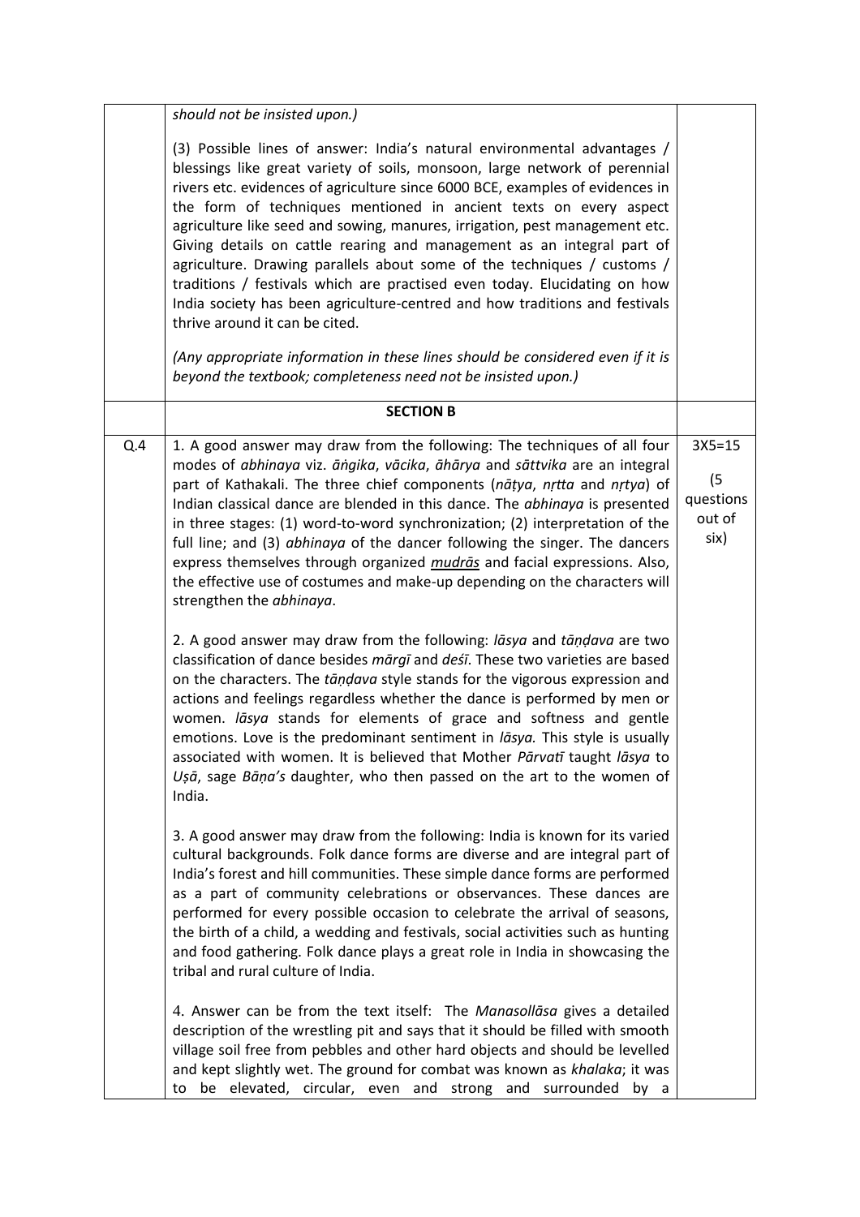| | | |
|---|---|---|
| | *should not be insisted upon.)*<br><br>(3) Possible lines of answer: India's natural environmental advantages / blessings like great variety of soils, monsoon, large network of perennial rivers etc. evidences of agriculture since 6000 BCE, examples of evidences in the form of techniques mentioned in ancient texts on every aspect agriculture like seed and sowing, manures, irrigation, pest management etc. Giving details on cattle rearing and management as an integral part of agriculture. Drawing parallels about some of the techniques / customs / traditions / festivals which are practised even today. Elucidating on how India society has been agriculture-centred and how traditions and festivals thrive around it can be cited.<br><br>*(Any appropriate information in these lines should be considered even if it is beyond the textbook; completeness need not be insisted upon.)* | |
| | **SECTION B** | |
| Q.4 | 1. A good answer may draw from the following: The techniques of all four modes of *abhinaya* viz. *āṅgika*, *vācika*, *āhārya* and *sāttvika* are an integral part of Kathakali. The three chief components (*nāṭya*, *nṛtta* and *nṛtya*) of Indian classical dance are blended in this dance. The *abhinaya* is presented in three stages: (1) word-to-word synchronization; (2) interpretation of the full line; and (3) *abhinaya* of the dancer following the singer. The dancers express themselves through organized ***mudrās*** and facial expressions. Also, the effective use of costumes and make-up depending on the characters will strengthen the *abhinaya*.<br><br>2. A good answer may draw from the following: *lāsya* and *tāṇḍava* are two classification of dance besides *mārgī* and *deśī*. These two varieties are based on the characters. The *tāṇḍava* style stands for the vigorous expression and actions and feelings regardless whether the dance is performed by men or women. *lāsya* stands for elements of grace and softness and gentle emotions. Love is the predominant sentiment in *lāsya.* This style is usually associated with women. It is believed that Mother *Pārvatī* taught *lāsya* to *Uṣā*, sage *Bāṇa's* daughter, who then passed on the art to the women of India.<br><br>3. A good answer may draw from the following: India is known for its varied cultural backgrounds. Folk dance forms are diverse and are integral part of India's forest and hill communities. These simple dance forms are performed as a part of community celebrations or observances. These dances are performed for every possible occasion to celebrate the arrival of seasons, the birth of a child, a wedding and festivals, social activities such as hunting and food gathering. Folk dance plays a great role in India in showcasing the tribal and rural culture of India.<br><br>4. Answer can be from the text itself: The *Manasollāsa* gives a detailed description of the wrestling pit and says that it should be filled with smooth village soil free from pebbles and other hard objects and should be levelled and kept slightly wet. The ground for combat was known as *khalaka*; it was to be elevated, circular, even and strong and surrounded by a | 3X5=15<br><br>(5 questions out of six) |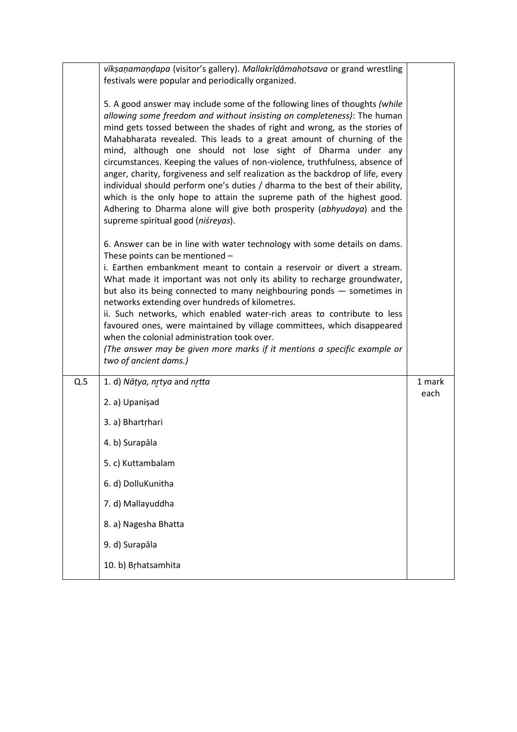| | | |
|---|---|---|
| | *vīkṣaṇamaṇḍapa* (visitor's gallery). *Mallakrīḍāmahotsava* or grand wrestling festivals were popular and periodically organized.<br><br>5. A good answer may include some of the following lines of thoughts *(while allowing some freedom and without insisting on completeness)*: The human mind gets tossed between the shades of right and wrong, as the stories of Mahabharata revealed. This leads to a great amount of churning of the mind, although one should not lose sight of Dharma under any circumstances. Keeping the values of non-violence, truthfulness, absence of anger, charity, forgiveness and self realization as the backdrop of life, every individual should perform one's duties / dharma to the best of their ability, which is the only hope to attain the supreme path of the highest good. Adhering to Dharma alone will give both prosperity (*abhyudaya*) and the supreme spiritual good (*niśreyas*).<br><br>6. Answer can be in line with water technology with some details on dams. These points can be mentioned –<br>i. Earthen embankment meant to contain a reservoir or divert a stream. What made it important was not only its ability to recharge groundwater, but also its being connected to many neighbouring ponds — sometimes in networks extending over hundreds of kilometres.<br>ii. Such networks, which enabled water-rich areas to contribute to less favoured ones, were maintained by village committees, which disappeared when the colonial administration took over.<br>*(The answer may be given more marks if it mentions a specific example or two of ancient dams.)* | |
| Q.5 | 1. d) *Nāṭya, nṛtya* and *nṛtta*<br><br>2. a) Upaniṣad<br><br>3. a) Bhartṛhari<br><br>4. b) Surapāla<br><br>5. c) Kuttambalam<br><br>6. d) DolluKunitha<br><br>7. d) Mallayuddha<br><br>8. a) Nagesha Bhatta<br><br>9. d) Surapāla<br><br>10. b) Bṛhatsamhita | 1 mark each |